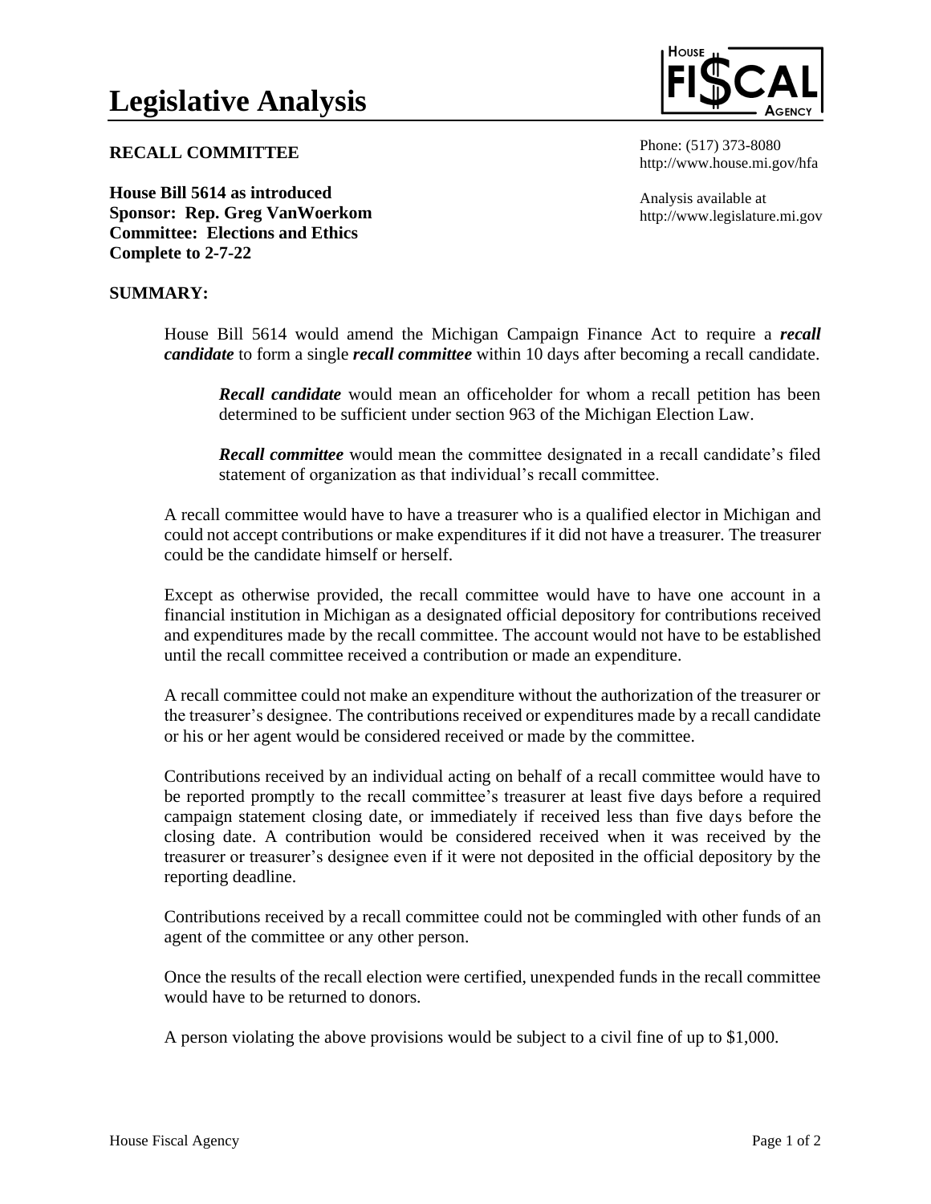# Legislative Analysis

**RECALL COMMITTEE**

**House Bill 5614 as introduced**
**Sponsor: Rep. Greg VanWoerkom**
**Committee: Elections and Ethics**
**Complete to 2-7-22**

Phone: (517) 373-8080
http://www.house.mi.gov/hfa

Analysis available at
http://www.legislature.mi.gov

## SUMMARY:

House Bill 5614 would amend the Michigan Campaign Finance Act to require a ***recall candidate*** to form a single ***recall committee*** within 10 days after becoming a recall candidate.

> ***Recall candidate*** would mean an officeholder for whom a recall petition has been determined to be sufficient under section 963 of the Michigan Election Law.
>
> ***Recall committee*** would mean the committee designated in a recall candidate's filed statement of organization as that individual's recall committee.

A recall committee would have to have a treasurer who is a qualified elector in Michigan and could not accept contributions or make expenditures if it did not have a treasurer. The treasurer could be the candidate himself or herself.

Except as otherwise provided, the recall committee would have to have one account in a financial institution in Michigan as a designated official depository for contributions received and expenditures made by the recall committee. The account would not have to be established until the recall committee received a contribution or made an expenditure.

A recall committee could not make an expenditure without the authorization of the treasurer or the treasurer's designee. The contributions received or expenditures made by a recall candidate or his or her agent would be considered received or made by the committee.

Contributions received by an individual acting on behalf of a recall committee would have to be reported promptly to the recall committee's treasurer at least five days before a required campaign statement closing date, or immediately if received less than five days before the closing date. A contribution would be considered received when it was received by the treasurer or treasurer's designee even if it were not deposited in the official depository by the reporting deadline.

Contributions received by a recall committee could not be commingled with other funds of an agent of the committee or any other person.

Once the results of the recall election were certified, unexpended funds in the recall committee would have to be returned to donors.

A person violating the above provisions would be subject to a civil fine of up to $1,000.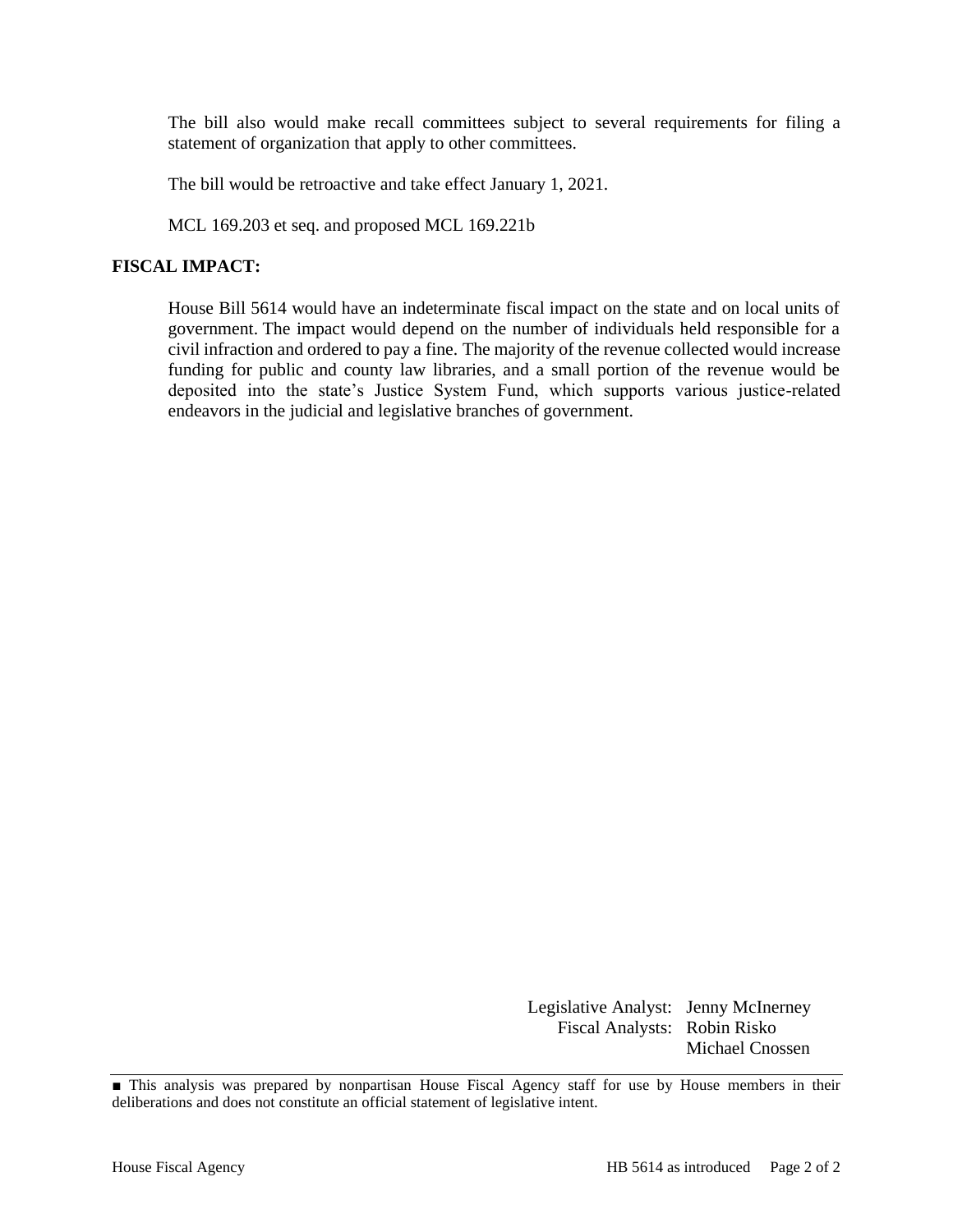The bill also would make recall committees subject to several requirements for filing a statement of organization that apply to other committees.

The bill would be retroactive and take effect January 1, 2021.

MCL 169.203 et seq. and proposed MCL 169.221b

## FISCAL IMPACT:

House Bill 5614 would have an indeterminate fiscal impact on the state and on local units of government. The impact would depend on the number of individuals held responsible for a civil infraction and ordered to pay a fine. The majority of the revenue collected would increase funding for public and county law libraries, and a small portion of the revenue would be deposited into the state's Justice System Fund, which supports various justice-related endeavors in the judicial and legislative branches of government.

Legislative Analyst: Jenny McInerney
Fiscal Analysts: Robin Risko
Michael Cnossen

■ This analysis was prepared by nonpartisan House Fiscal Agency staff for use by House members in their deliberations and does not constitute an official statement of legislative intent.